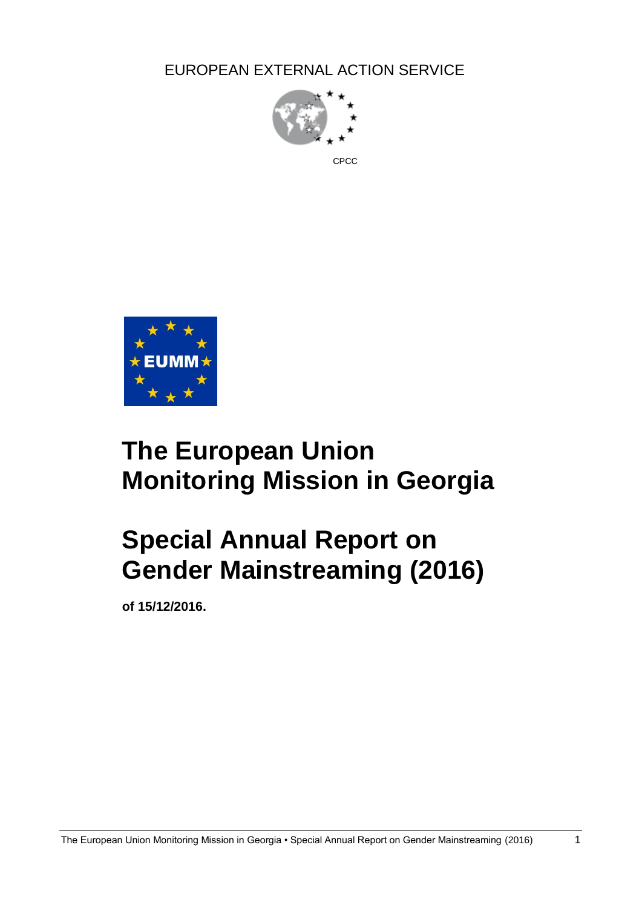EUROPEAN EXTERNAL ACTION SERVICE

CPCC

EUMM

# The European Union Monitoring Mission in Georgia

# Special Annual Report on Gender Mainstreaming (2016)

**of 15/12/2016.**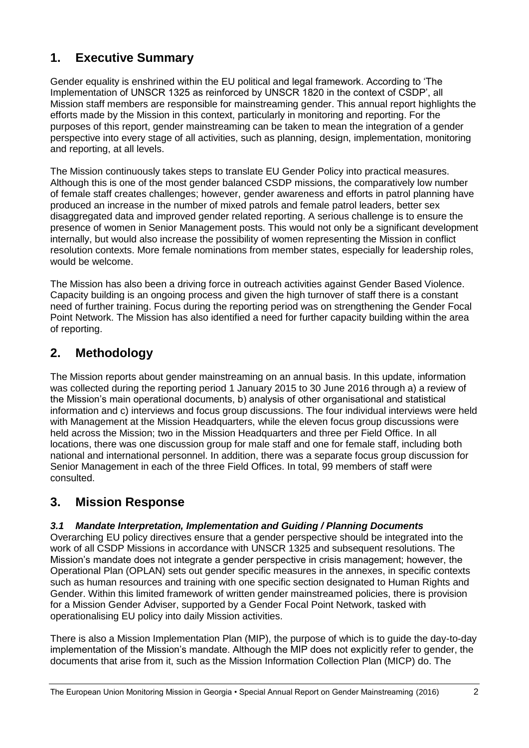# 1. Executive Summary

Gender equality is enshrined within the EU political and legal framework. According to 'The Implementation of UNSCR 1325 as reinforced by UNSCR 1820 in the context of CSDP', all Mission staff members are responsible for mainstreaming gender. This annual report highlights the efforts made by the Mission in this context, particularly in monitoring and reporting. For the purposes of this report, gender mainstreaming can be taken to mean the integration of a gender perspective into every stage of all activities, such as planning, design, implementation, monitoring and reporting, at all levels.

The Mission continuously takes steps to translate EU Gender Policy into practical measures. Although this is one of the most gender balanced CSDP missions, the comparatively low number of female staff creates challenges; however, gender awareness and efforts in patrol planning have produced an increase in the number of mixed patrols and female patrol leaders, better sex disaggregated data and improved gender related reporting. A serious challenge is to ensure the presence of women in Senior Management posts. This would not only be a significant development internally, but would also increase the possibility of women representing the Mission in conflict resolution contexts. More female nominations from member states, especially for leadership roles, would be welcome.

The Mission has also been a driving force in outreach activities against Gender Based Violence. Capacity building is an ongoing process and given the high turnover of staff there is a constant need of further training. Focus during the reporting period was on strengthening the Gender Focal Point Network. The Mission has also identified a need for further capacity building within the area of reporting.

# 2. Methodology

The Mission reports about gender mainstreaming on an annual basis. In this update, information was collected during the reporting period 1 January 2015 to 30 June 2016 through a) a review of the Mission's main operational documents, b) analysis of other organisational and statistical information and c) interviews and focus group discussions. The four individual interviews were held with Management at the Mission Headquarters, while the eleven focus group discussions were held across the Mission; two in the Mission Headquarters and three per Field Office. In all locations, there was one discussion group for male staff and one for female staff, including both national and international personnel. In addition, there was a separate focus group discussion for Senior Management in each of the three Field Offices. In total, 99 members of staff were consulted.

# 3. Mission Response

### *3.1 Mandate Interpretation, Implementation and Guiding / Planning Documents*

Overarching EU policy directives ensure that a gender perspective should be integrated into the work of all CSDP Missions in accordance with UNSCR 1325 and subsequent resolutions. The Mission's mandate does not integrate a gender perspective in crisis management; however, the Operational Plan (OPLAN) sets out gender specific measures in the annexes, in specific contexts such as human resources and training with one specific section designated to Human Rights and Gender. Within this limited framework of written gender mainstreamed policies, there is provision for a Mission Gender Adviser, supported by a Gender Focal Point Network, tasked with operationalising EU policy into daily Mission activities.

There is also a Mission Implementation Plan (MIP), the purpose of which is to guide the day-to-day implementation of the Mission's mandate. Although the MIP does not explicitly refer to gender, the documents that arise from it, such as the Mission Information Collection Plan (MICP) do. The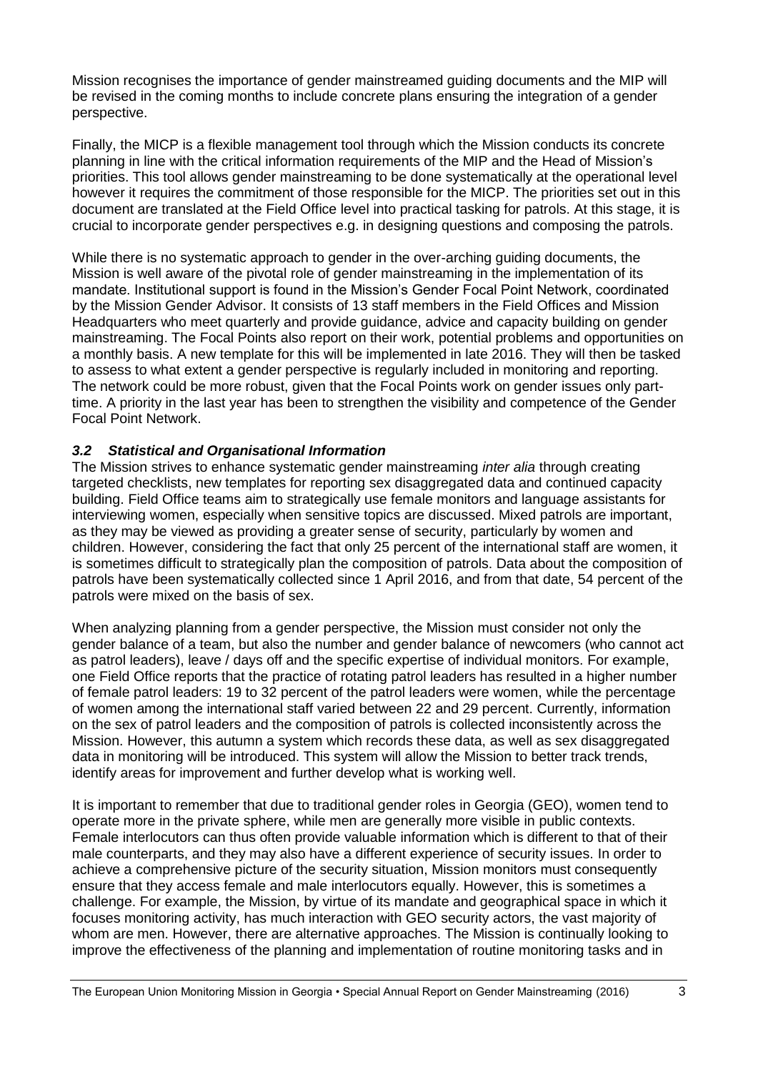Mission recognises the importance of gender mainstreamed guiding documents and the MIP will be revised in the coming months to include concrete plans ensuring the integration of a gender perspective.

Finally, the MICP is a flexible management tool through which the Mission conducts its concrete planning in line with the critical information requirements of the MIP and the Head of Mission's priorities. This tool allows gender mainstreaming to be done systematically at the operational level however it requires the commitment of those responsible for the MICP. The priorities set out in this document are translated at the Field Office level into practical tasking for patrols. At this stage, it is crucial to incorporate gender perspectives e.g. in designing questions and composing the patrols.

While there is no systematic approach to gender in the over-arching guiding documents, the Mission is well aware of the pivotal role of gender mainstreaming in the implementation of its mandate. Institutional support is found in the Mission's Gender Focal Point Network, coordinated by the Mission Gender Advisor. It consists of 13 staff members in the Field Offices and Mission Headquarters who meet quarterly and provide guidance, advice and capacity building on gender mainstreaming. The Focal Points also report on their work, potential problems and opportunities on a monthly basis. A new template for this will be implemented in late 2016. They will then be tasked to assess to what extent a gender perspective is regularly included in monitoring and reporting. The network could be more robust, given that the Focal Points work on gender issues only part-time. A priority in the last year has been to strengthen the visibility and competence of the Gender Focal Point Network.

### *3.2 Statistical and Organisational Information*

The Mission strives to enhance systematic gender mainstreaming *inter alia* through creating targeted checklists, new templates for reporting sex disaggregated data and continued capacity building. Field Office teams aim to strategically use female monitors and language assistants for interviewing women, especially when sensitive topics are discussed. Mixed patrols are important, as they may be viewed as providing a greater sense of security, particularly by women and children. However, considering the fact that only 25 percent of the international staff are women, it is sometimes difficult to strategically plan the composition of patrols. Data about the composition of patrols have been systematically collected since 1 April 2016, and from that date, 54 percent of the patrols were mixed on the basis of sex.

When analyzing planning from a gender perspective, the Mission must consider not only the gender balance of a team, but also the number and gender balance of newcomers (who cannot act as patrol leaders), leave / days off and the specific expertise of individual monitors. For example, one Field Office reports that the practice of rotating patrol leaders has resulted in a higher number of female patrol leaders: 19 to 32 percent of the patrol leaders were women, while the percentage of women among the international staff varied between 22 and 29 percent. Currently, information on the sex of patrol leaders and the composition of patrols is collected inconsistently across the Mission. However, this autumn a system which records these data, as well as sex disaggregated data in monitoring will be introduced. This system will allow the Mission to better track trends, identify areas for improvement and further develop what is working well.

It is important to remember that due to traditional gender roles in Georgia (GEO), women tend to operate more in the private sphere, while men are generally more visible in public contexts. Female interlocutors can thus often provide valuable information which is different to that of their male counterparts, and they may also have a different experience of security issues. In order to achieve a comprehensive picture of the security situation, Mission monitors must consequently ensure that they access female and male interlocutors equally. However, this is sometimes a challenge. For example, the Mission, by virtue of its mandate and geographical space in which it focuses monitoring activity, has much interaction with GEO security actors, the vast majority of whom are men. However, there are alternative approaches. The Mission is continually looking to improve the effectiveness of the planning and implementation of routine monitoring tasks and in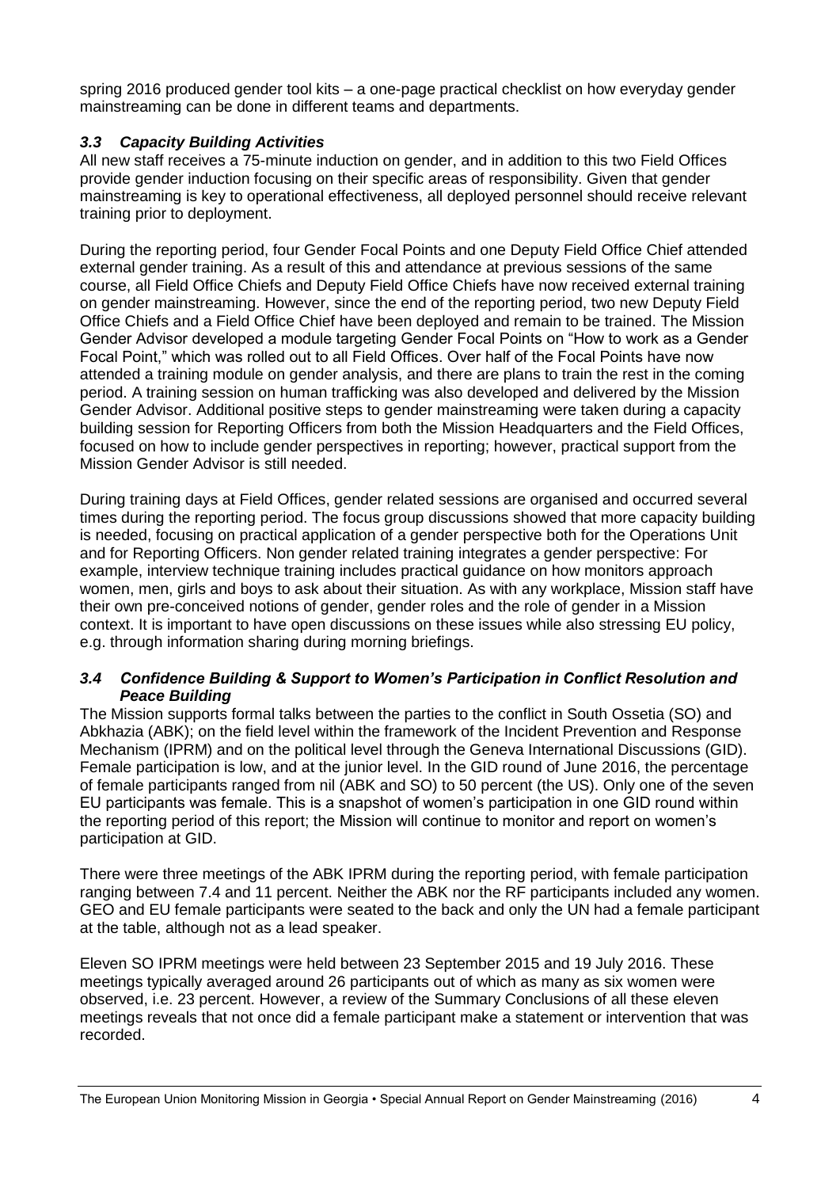spring 2016 produced gender tool kits – a one-page practical checklist on how everyday gender mainstreaming can be done in different teams and departments.

### *3.3 Capacity Building Activities*

All new staff receives a 75-minute induction on gender, and in addition to this two Field Offices provide gender induction focusing on their specific areas of responsibility. Given that gender mainstreaming is key to operational effectiveness, all deployed personnel should receive relevant training prior to deployment.

During the reporting period, four Gender Focal Points and one Deputy Field Office Chief attended external gender training. As a result of this and attendance at previous sessions of the same course, all Field Office Chiefs and Deputy Field Office Chiefs have now received external training on gender mainstreaming. However, since the end of the reporting period, two new Deputy Field Office Chiefs and a Field Office Chief have been deployed and remain to be trained. The Mission Gender Advisor developed a module targeting Gender Focal Points on "How to work as a Gender Focal Point," which was rolled out to all Field Offices. Over half of the Focal Points have now attended a training module on gender analysis, and there are plans to train the rest in the coming period. A training session on human trafficking was also developed and delivered by the Mission Gender Advisor. Additional positive steps to gender mainstreaming were taken during a capacity building session for Reporting Officers from both the Mission Headquarters and the Field Offices, focused on how to include gender perspectives in reporting; however, practical support from the Mission Gender Advisor is still needed.

During training days at Field Offices, gender related sessions are organised and occurred several times during the reporting period. The focus group discussions showed that more capacity building is needed, focusing on practical application of a gender perspective both for the Operations Unit and for Reporting Officers. Non gender related training integrates a gender perspective: For example, interview technique training includes practical guidance on how monitors approach women, men, girls and boys to ask about their situation. As with any workplace, Mission staff have their own pre-conceived notions of gender, gender roles and the role of gender in a Mission context. It is important to have open discussions on these issues while also stressing EU policy, e.g. through information sharing during morning briefings.

### *3.4 Confidence Building & Support to Women's Participation in Conflict Resolution and Peace Building*

The Mission supports formal talks between the parties to the conflict in South Ossetia (SO) and Abkhazia (ABK); on the field level within the framework of the Incident Prevention and Response Mechanism (IPRM) and on the political level through the Geneva International Discussions (GID). Female participation is low, and at the junior level. In the GID round of June 2016, the percentage of female participants ranged from nil (ABK and SO) to 50 percent (the US). Only one of the seven EU participants was female. This is a snapshot of women's participation in one GID round within the reporting period of this report; the Mission will continue to monitor and report on women's participation at GID.

There were three meetings of the ABK IPRM during the reporting period, with female participation ranging between 7.4 and 11 percent. Neither the ABK nor the RF participants included any women. GEO and EU female participants were seated to the back and only the UN had a female participant at the table, although not as a lead speaker.

Eleven SO IPRM meetings were held between 23 September 2015 and 19 July 2016. These meetings typically averaged around 26 participants out of which as many as six women were observed, i.e. 23 percent. However, a review of the Summary Conclusions of all these eleven meetings reveals that not once did a female participant make a statement or intervention that was recorded.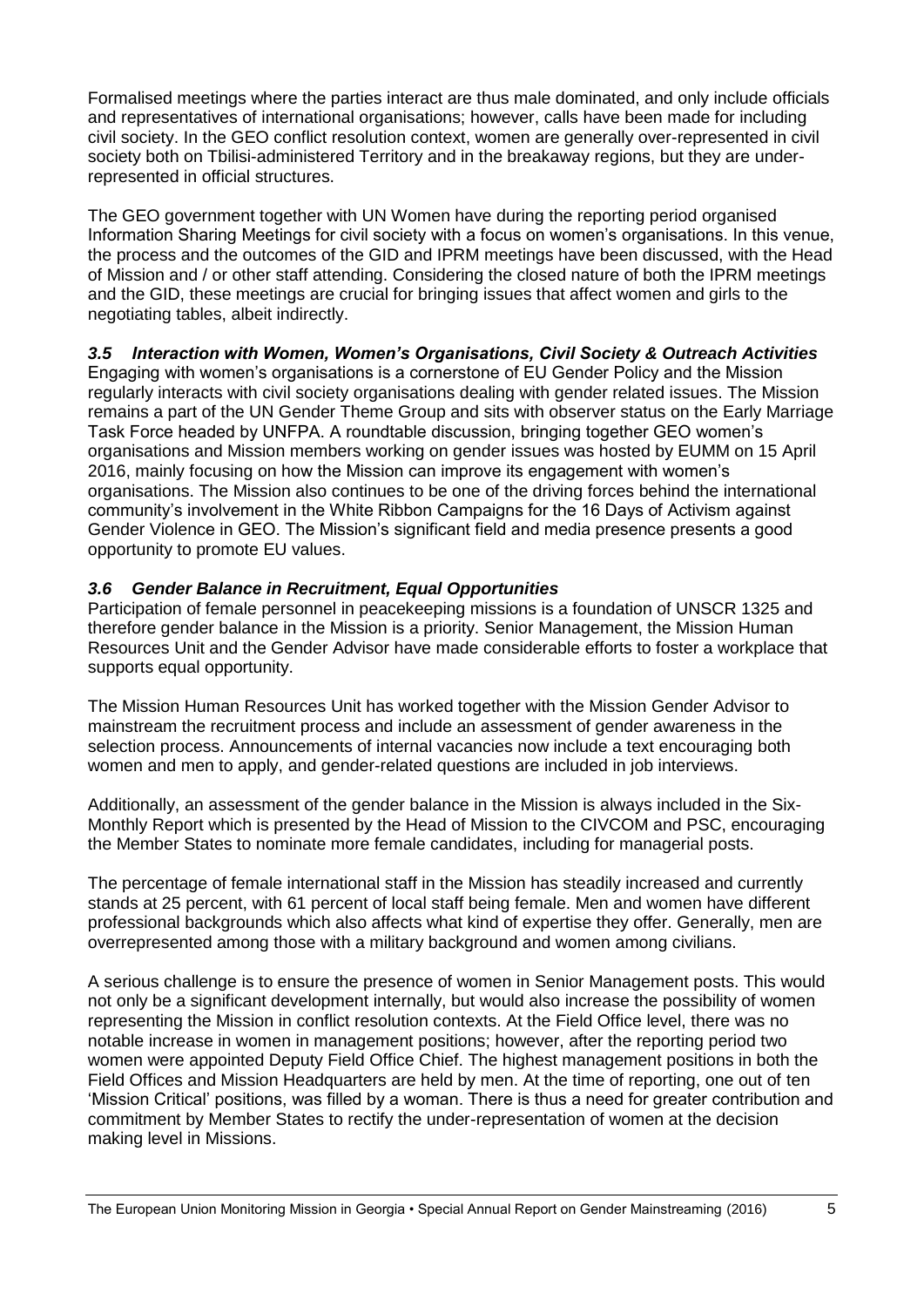Formalised meetings where the parties interact are thus male dominated, and only include officials and representatives of international organisations; however, calls have been made for including civil society. In the GEO conflict resolution context, women are generally over-represented in civil society both on Tbilisi-administered Territory and in the breakaway regions, but they are under-represented in official structures.

The GEO government together with UN Women have during the reporting period organised Information Sharing Meetings for civil society with a focus on women's organisations. In this venue, the process and the outcomes of the GID and IPRM meetings have been discussed, with the Head of Mission and / or other staff attending. Considering the closed nature of both the IPRM meetings and the GID, these meetings are crucial for bringing issues that affect women and girls to the negotiating tables, albeit indirectly.

### *3.5 Interaction with Women, Women's Organisations, Civil Society & Outreach Activities*

Engaging with women's organisations is a cornerstone of EU Gender Policy and the Mission regularly interacts with civil society organisations dealing with gender related issues. The Mission remains a part of the UN Gender Theme Group and sits with observer status on the Early Marriage Task Force headed by UNFPA. A roundtable discussion, bringing together GEO women's organisations and Mission members working on gender issues was hosted by EUMM on 15 April 2016, mainly focusing on how the Mission can improve its engagement with women's organisations. The Mission also continues to be one of the driving forces behind the international community's involvement in the White Ribbon Campaigns for the 16 Days of Activism against Gender Violence in GEO. The Mission's significant field and media presence presents a good opportunity to promote EU values.

### *3.6 Gender Balance in Recruitment, Equal Opportunities*

Participation of female personnel in peacekeeping missions is a foundation of UNSCR 1325 and therefore gender balance in the Mission is a priority. Senior Management, the Mission Human Resources Unit and the Gender Advisor have made considerable efforts to foster a workplace that supports equal opportunity.

The Mission Human Resources Unit has worked together with the Mission Gender Advisor to mainstream the recruitment process and include an assessment of gender awareness in the selection process. Announcements of internal vacancies now include a text encouraging both women and men to apply, and gender-related questions are included in job interviews.

Additionally, an assessment of the gender balance in the Mission is always included in the Six-Monthly Report which is presented by the Head of Mission to the CIVCOM and PSC, encouraging the Member States to nominate more female candidates, including for managerial posts.

The percentage of female international staff in the Mission has steadily increased and currently stands at 25 percent, with 61 percent of local staff being female. Men and women have different professional backgrounds which also affects what kind of expertise they offer. Generally, men are overrepresented among those with a military background and women among civilians.

A serious challenge is to ensure the presence of women in Senior Management posts. This would not only be a significant development internally, but would also increase the possibility of women representing the Mission in conflict resolution contexts. At the Field Office level, there was no notable increase in women in management positions; however, after the reporting period two women were appointed Deputy Field Office Chief. The highest management positions in both the Field Offices and Mission Headquarters are held by men. At the time of reporting, one out of ten 'Mission Critical' positions, was filled by a woman. There is thus a need for greater contribution and commitment by Member States to rectify the under-representation of women at the decision making level in Missions.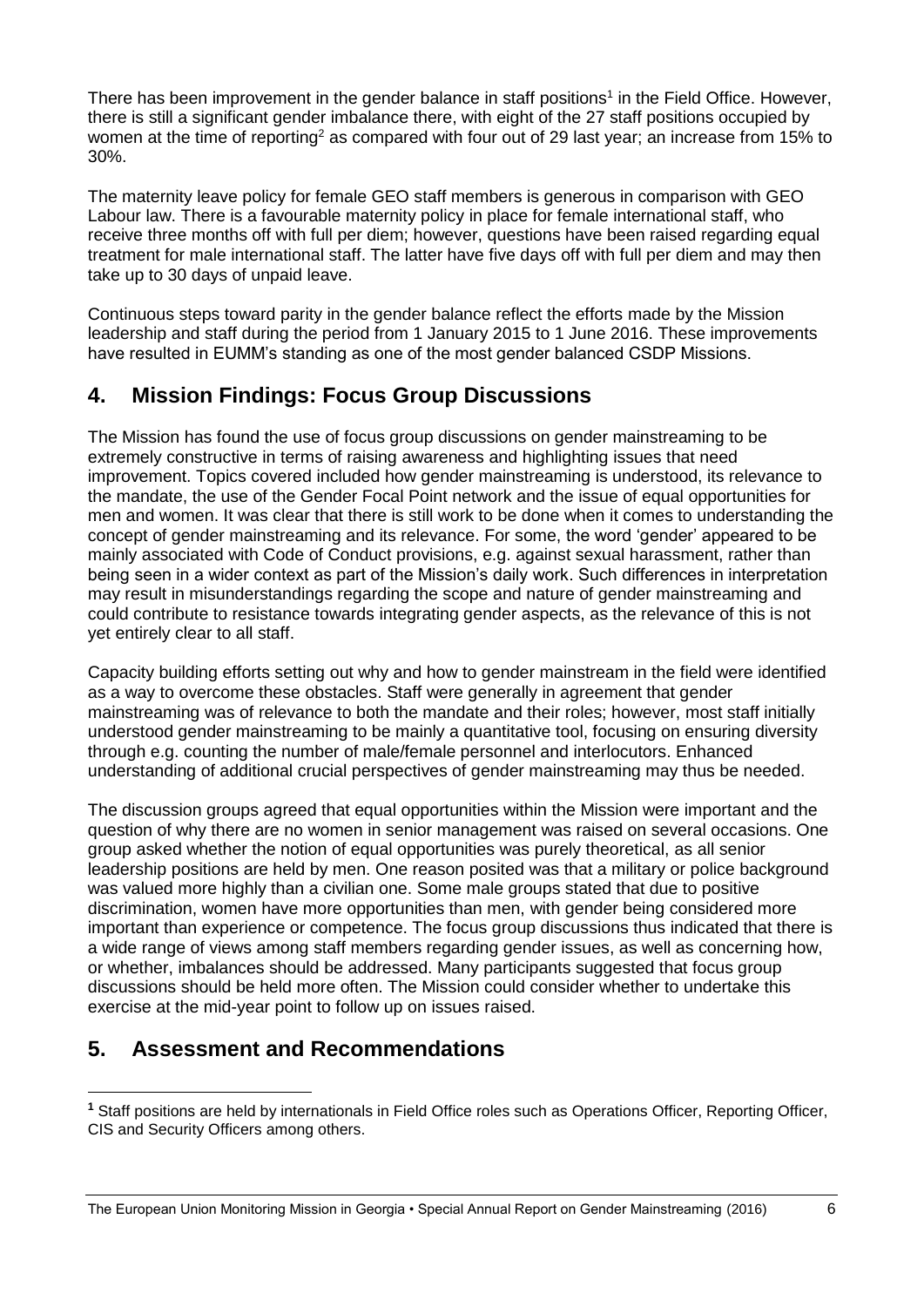There has been improvement in the gender balance in staff positions[1] in the Field Office. However, there is still a significant gender imbalance there, with eight of the 27 staff positions occupied by women at the time of reporting[2] as compared with four out of 29 last year; an increase from 15% to 30%.

The maternity leave policy for female GEO staff members is generous in comparison with GEO Labour law. There is a favourable maternity policy in place for female international staff, who receive three months off with full per diem; however, questions have been raised regarding equal treatment for male international staff. The latter have five days off with full per diem and may then take up to 30 days of unpaid leave.

Continuous steps toward parity in the gender balance reflect the efforts made by the Mission leadership and staff during the period from 1 January 2015 to 1 June 2016. These improvements have resulted in EUMM's standing as one of the most gender balanced CSDP Missions.

## 4. Mission Findings: Focus Group Discussions

The Mission has found the use of focus group discussions on gender mainstreaming to be extremely constructive in terms of raising awareness and highlighting issues that need improvement. Topics covered included how gender mainstreaming is understood, its relevance to the mandate, the use of the Gender Focal Point network and the issue of equal opportunities for men and women. It was clear that there is still work to be done when it comes to understanding the concept of gender mainstreaming and its relevance. For some, the word 'gender' appeared to be mainly associated with Code of Conduct provisions, e.g. against sexual harassment, rather than being seen in a wider context as part of the Mission's daily work. Such differences in interpretation may result in misunderstandings regarding the scope and nature of gender mainstreaming and could contribute to resistance towards integrating gender aspects, as the relevance of this is not yet entirely clear to all staff.

Capacity building efforts setting out why and how to gender mainstream in the field were identified as a way to overcome these obstacles. Staff were generally in agreement that gender mainstreaming was of relevance to both the mandate and their roles; however, most staff initially understood gender mainstreaming to be mainly a quantitative tool, focusing on ensuring diversity through e.g. counting the number of male/female personnel and interlocutors. Enhanced understanding of additional crucial perspectives of gender mainstreaming may thus be needed.

The discussion groups agreed that equal opportunities within the Mission were important and the question of why there are no women in senior management was raised on several occasions. One group asked whether the notion of equal opportunities was purely theoretical, as all senior leadership positions are held by men. One reason posited was that a military or police background was valued more highly than a civilian one. Some male groups stated that due to positive discrimination, women have more opportunities than men, with gender being considered more important than experience or competence. The focus group discussions thus indicated that there is a wide range of views among staff members regarding gender issues, as well as concerning how, or whether, imbalances should be addressed. Many participants suggested that focus group discussions should be held more often. The Mission could consider whether to undertake this exercise at the mid-year point to follow up on issues raised.

## 5. Assessment and Recommendations

[1] Staff positions are held by internationals in Field Office roles such as Operations Officer, Reporting Officer, CIS and Security Officers among others.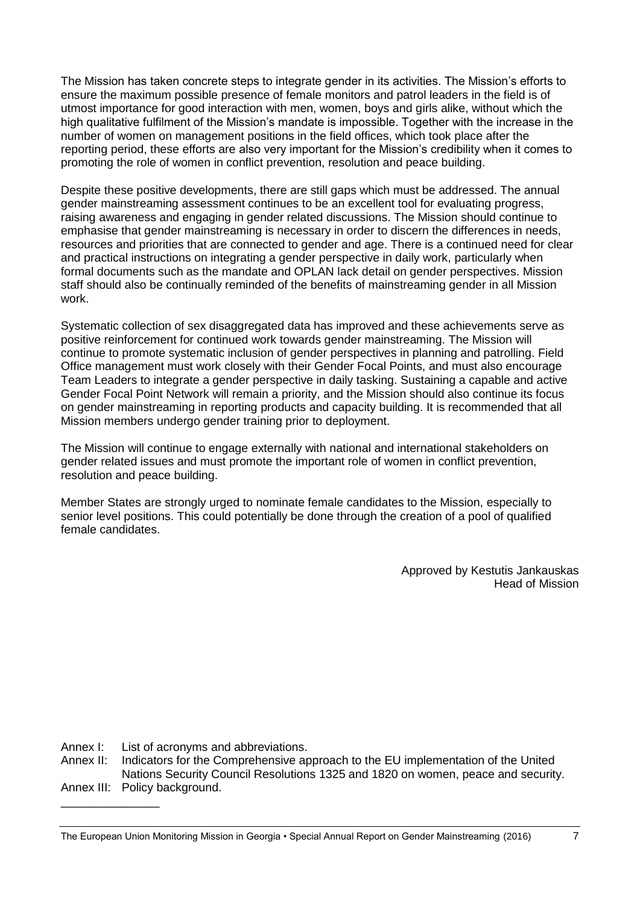The Mission has taken concrete steps to integrate gender in its activities. The Mission's efforts to ensure the maximum possible presence of female monitors and patrol leaders in the field is of utmost importance for good interaction with men, women, boys and girls alike, without which the high qualitative fulfilment of the Mission's mandate is impossible. Together with the increase in the number of women on management positions in the field offices, which took place after the reporting period, these efforts are also very important for the Mission's credibility when it comes to promoting the role of women in conflict prevention, resolution and peace building.

Despite these positive developments, there are still gaps which must be addressed. The annual gender mainstreaming assessment continues to be an excellent tool for evaluating progress, raising awareness and engaging in gender related discussions. The Mission should continue to emphasise that gender mainstreaming is necessary in order to discern the differences in needs, resources and priorities that are connected to gender and age. There is a continued need for clear and practical instructions on integrating a gender perspective in daily work, particularly when formal documents such as the mandate and OPLAN lack detail on gender perspectives. Mission staff should also be continually reminded of the benefits of mainstreaming gender in all Mission work.

Systematic collection of sex disaggregated data has improved and these achievements serve as positive reinforcement for continued work towards gender mainstreaming. The Mission will continue to promote systematic inclusion of gender perspectives in planning and patrolling. Field Office management must work closely with their Gender Focal Points, and must also encourage Team Leaders to integrate a gender perspective in daily tasking. Sustaining a capable and active Gender Focal Point Network will remain a priority, and the Mission should also continue its focus on gender mainstreaming in reporting products and capacity building. It is recommended that all Mission members undergo gender training prior to deployment.

The Mission will continue to engage externally with national and international stakeholders on gender related issues and must promote the important role of women in conflict prevention, resolution and peace building.

Member States are strongly urged to nominate female candidates to the Mission, especially to senior level positions. This could potentially be done through the creation of a pool of qualified female candidates.

Approved by Kestutis Jankauskas
Head of Mission

Annex I: List of acronyms and abbreviations.
Annex II: Indicators for the Comprehensive approach to the EU implementation of the United Nations Security Council Resolutions 1325 and 1820 on women, peace and security.
Annex III: Policy background.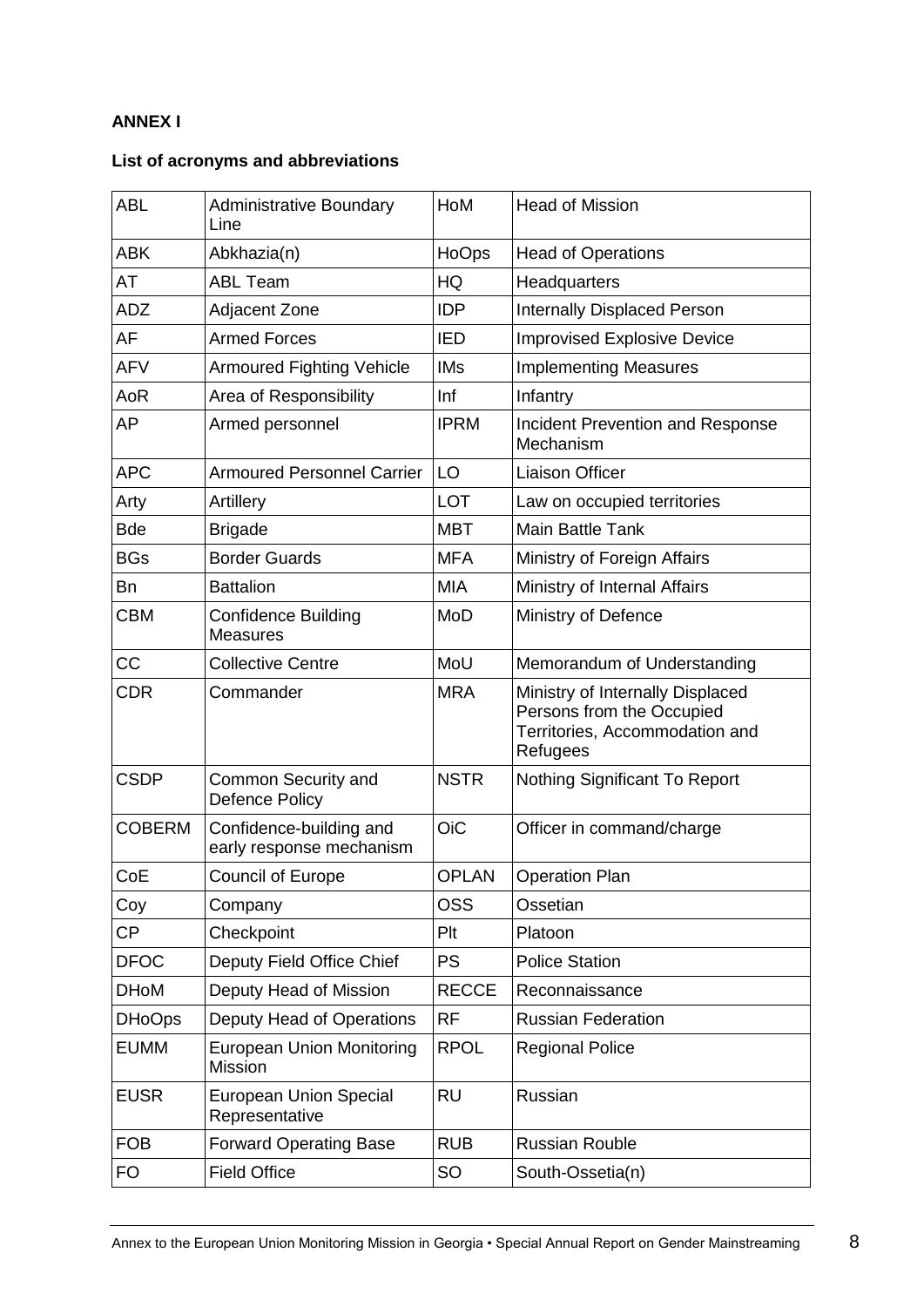**ANNEX I**

**List of acronyms and abbreviations**

| ABL | Administrative Boundary Line | HoM | Head of Mission |
|---|---|---|---|
| ABK | Abkhazia(n) | HoOps | Head of Operations |
| AT | ABL Team | HQ | Headquarters |
| ADZ | Adjacent Zone | IDP | Internally Displaced Person |
| AF | Armed Forces | IED | Improvised Explosive Device |
| AFV | Armoured Fighting Vehicle | IMs | Implementing Measures |
| AoR | Area of Responsibility | Inf | Infantry |
| AP | Armed personnel | IPRM | Incident Prevention and Response Mechanism |
| APC | Armoured Personnel Carrier | LO | Liaison Officer |
| Arty | Artillery | LOT | Law on occupied territories |
| Bde | Brigade | MBT | Main Battle Tank |
| BGs | Border Guards | MFA | Ministry of Foreign Affairs |
| Bn | Battalion | MIA | Ministry of Internal Affairs |
| CBM | Confidence Building Measures | MoD | Ministry of Defence |
| CC | Collective Centre | MoU | Memorandum of Understanding |
| CDR | Commander | MRA | Ministry of Internally Displaced Persons from the Occupied Territories, Accommodation and Refugees |
| CSDP | Common Security and Defence Policy | NSTR | Nothing Significant To Report |
| COBERM | Confidence-building and early response mechanism | OiC | Officer in command/charge |
| CoE | Council of Europe | OPLAN | Operation Plan |
| Coy | Company | OSS | Ossetian |
| CP | Checkpoint | Plt | Platoon |
| DFOC | Deputy Field Office Chief | PS | Police Station |
| DHoM | Deputy Head of Mission | RECCE | Reconnaissance |
| DHoOps | Deputy Head of Operations | RF | Russian Federation |
| EUMM | European Union Monitoring Mission | RPOL | Regional Police |
| EUSR | European Union Special Representative | RU | Russian |
| FOB | Forward Operating Base | RUB | Russian Rouble |
| FO | Field Office | SO | South-Ossetia(n) |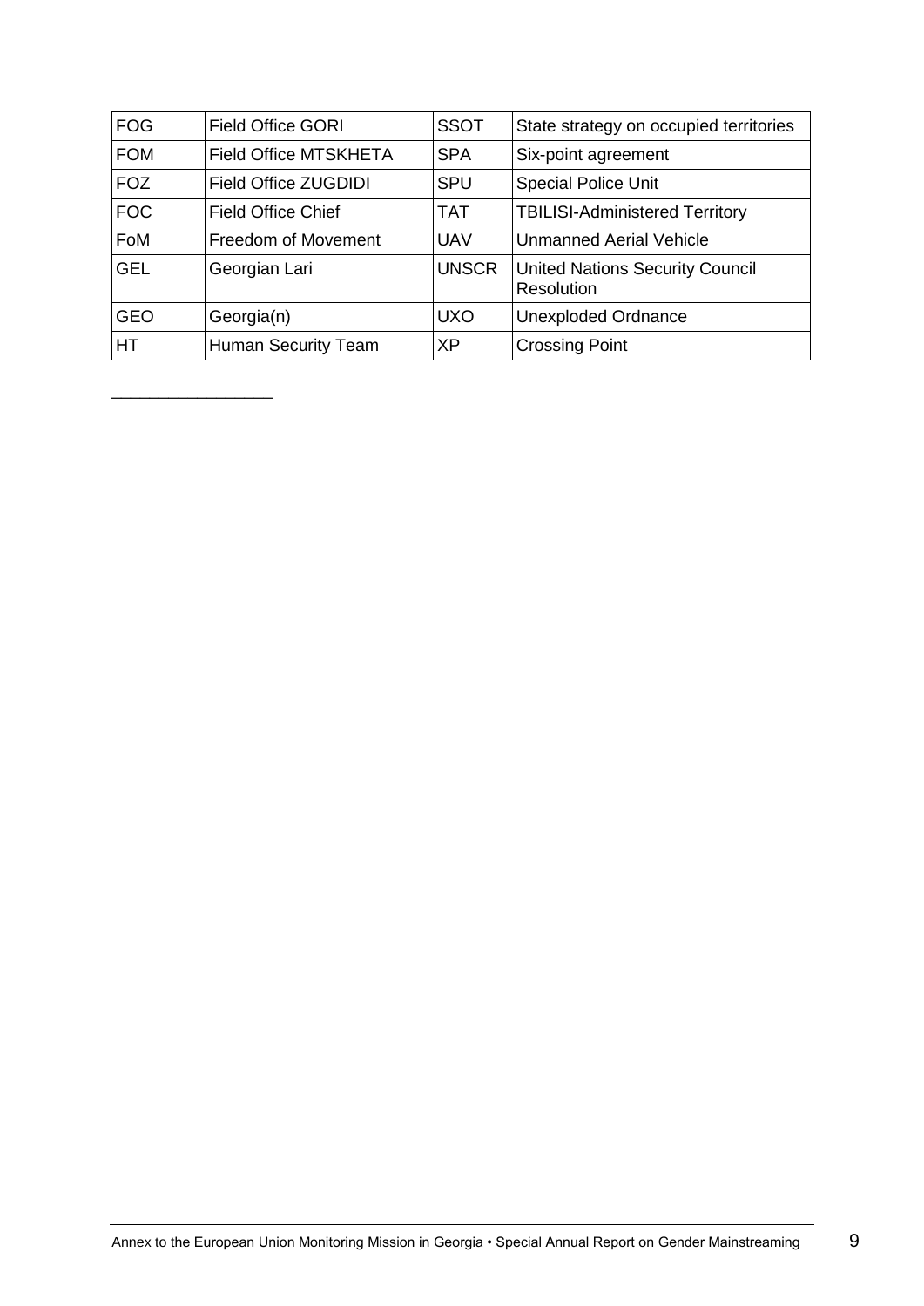| FOG | Field Office GORI | SSOT | State strategy on occupied territories |
|---|---|---|---|
| FOM | Field Office MTSKHETA | SPA | Six-point agreement |
| FOZ | Field Office ZUGDIDI | SPU | Special Police Unit |
| FOC | Field Office Chief | TAT | TBILISI-Administered Territory |
| FoM | Freedom of Movement | UAV | Unmanned Aerial Vehicle |
| GEL | Georgian Lari | UNSCR | United Nations Security Council Resolution |
| GEO | Georgia(n) | UXO | Unexploded Ordnance |
| HT | Human Security Team | XP | Crossing Point |

\_\_\_\_\_\_\_\_\_\_\_\_\_\_\_\_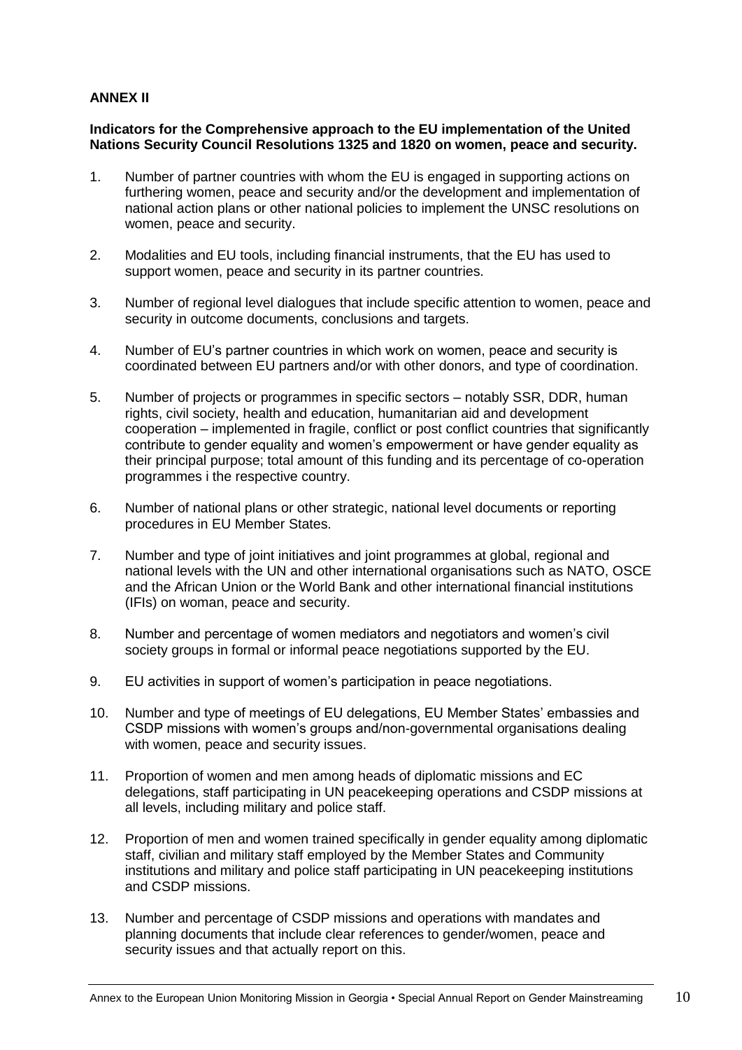**ANNEX II**

**Indicators for the Comprehensive approach to the EU implementation of the United Nations Security Council Resolutions 1325 and 1820 on women, peace and security.**

1. Number of partner countries with whom the EU is engaged in supporting actions on furthering women, peace and security and/or the development and implementation of national action plans or other national policies to implement the UNSC resolutions on women, peace and security.

2. Modalities and EU tools, including financial instruments, that the EU has used to support women, peace and security in its partner countries.

3. Number of regional level dialogues that include specific attention to women, peace and security in outcome documents, conclusions and targets.

4. Number of EU's partner countries in which work on women, peace and security is coordinated between EU partners and/or with other donors, and type of coordination.

5. Number of projects or programmes in specific sectors – notably SSR, DDR, human rights, civil society, health and education, humanitarian aid and development cooperation – implemented in fragile, conflict or post conflict countries that significantly contribute to gender equality and women's empowerment or have gender equality as their principal purpose; total amount of this funding and its percentage of co-operation programmes i the respective country.

6. Number of national plans or other strategic, national level documents or reporting procedures in EU Member States.

7. Number and type of joint initiatives and joint programmes at global, regional and national levels with the UN and other international organisations such as NATO, OSCE and the African Union or the World Bank and other international financial institutions (IFIs) on woman, peace and security.

8. Number and percentage of women mediators and negotiators and women's civil society groups in formal or informal peace negotiations supported by the EU.

9. EU activities in support of women's participation in peace negotiations.

10. Number and type of meetings of EU delegations, EU Member States' embassies and CSDP missions with women's groups and/non-governmental organisations dealing with women, peace and security issues.

11. Proportion of women and men among heads of diplomatic missions and EC delegations, staff participating in UN peacekeeping operations and CSDP missions at all levels, including military and police staff.

12. Proportion of men and women trained specifically in gender equality among diplomatic staff, civilian and military staff employed by the Member States and Community institutions and military and police staff participating in UN peacekeeping institutions and CSDP missions.

13. Number and percentage of CSDP missions and operations with mandates and planning documents that include clear references to gender/women, peace and security issues and that actually report on this.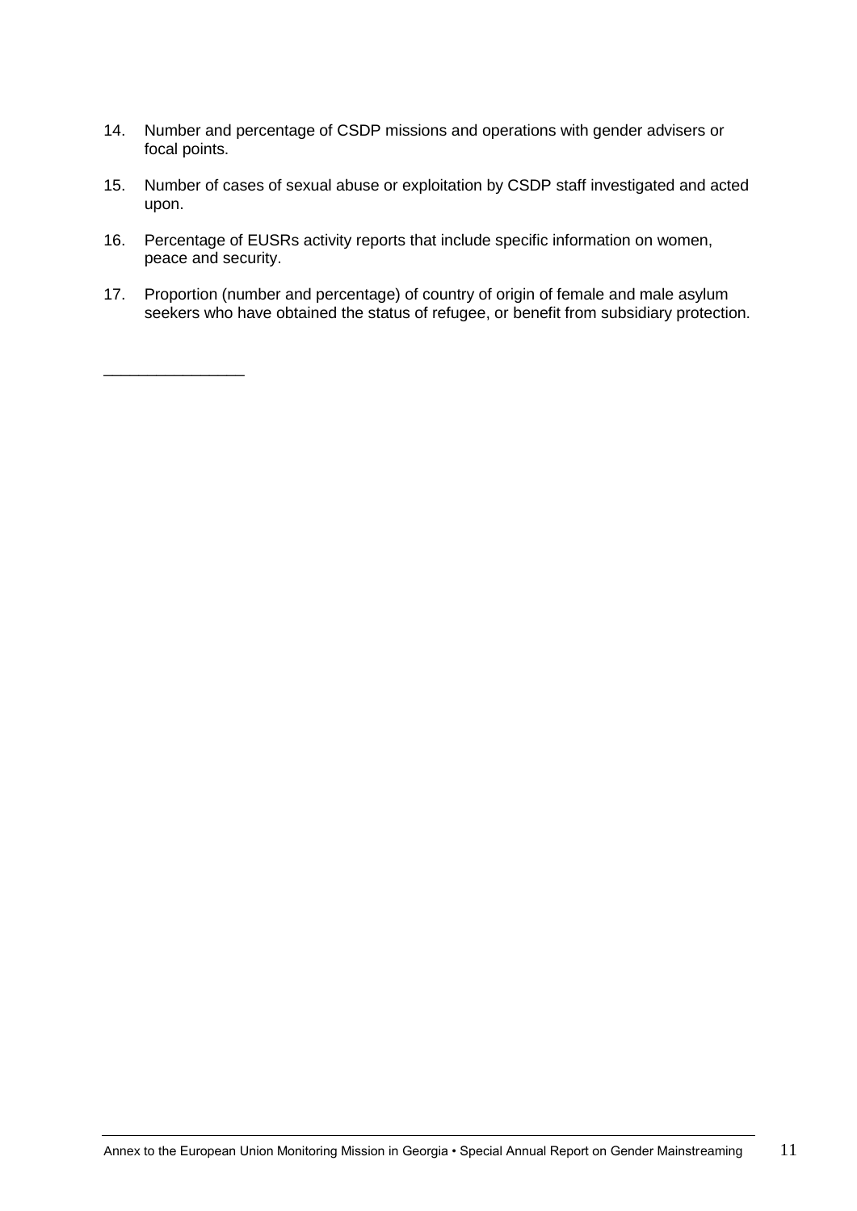14. Number and percentage of CSDP missions and operations with gender advisers or focal points.

15. Number of cases of sexual abuse or exploitation by CSDP staff investigated and acted upon.

16. Percentage of EUSRs activity reports that include specific information on women, peace and security.

17. Proportion (number and percentage) of country of origin of female and male asylum seekers who have obtained the status of refugee, or benefit from subsidiary protection.

________________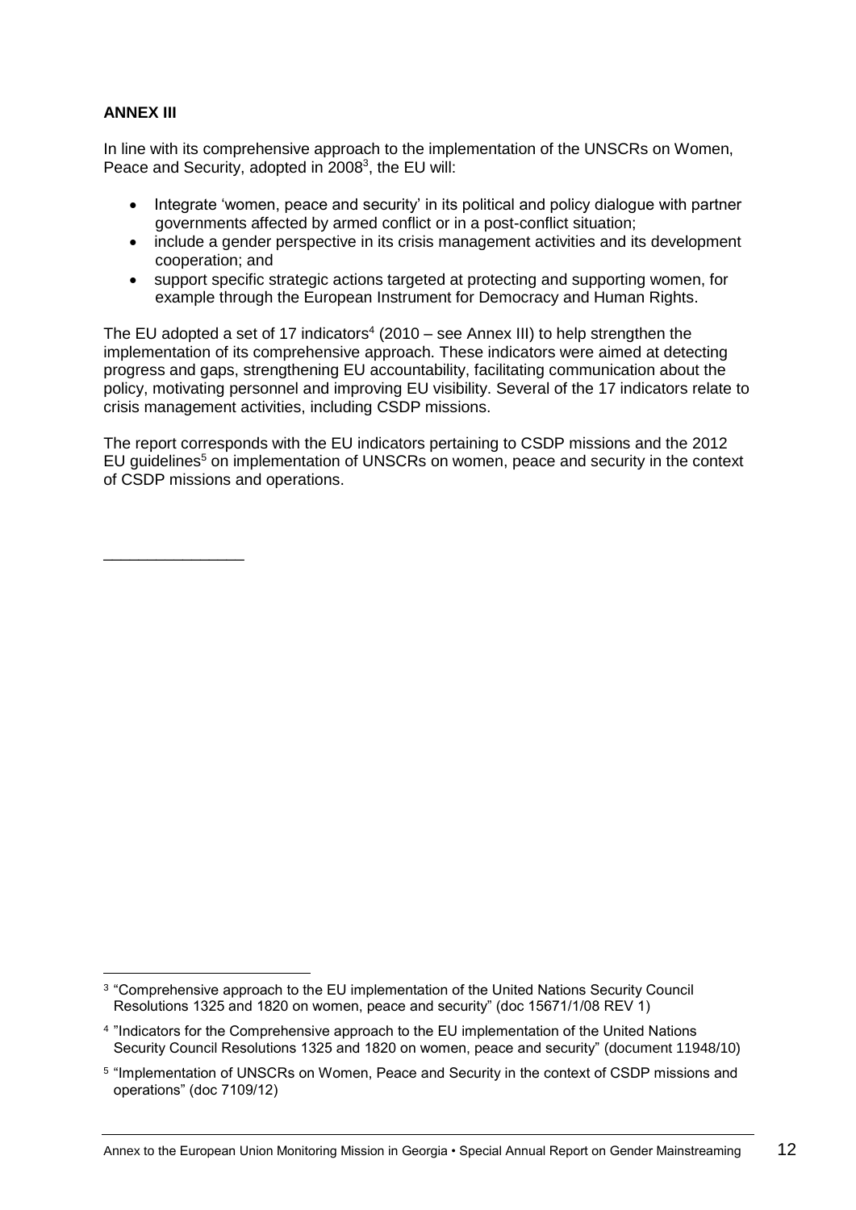**ANNEX III**

In line with its comprehensive approach to the implementation of the UNSCRs on Women, Peace and Security, adopted in 2008[3], the EU will:

- Integrate 'women, peace and security' in its political and policy dialogue with partner governments affected by armed conflict or in a post-conflict situation;
- include a gender perspective in its crisis management activities and its development cooperation; and
- support specific strategic actions targeted at protecting and supporting women, for example through the European Instrument for Democracy and Human Rights.

The EU adopted a set of 17 indicators[4] (2010 – see Annex III) to help strengthen the implementation of its comprehensive approach. These indicators were aimed at detecting progress and gaps, strengthening EU accountability, facilitating communication about the policy, motivating personnel and improving EU visibility. Several of the 17 indicators relate to crisis management activities, including CSDP missions.

The report corresponds with the EU indicators pertaining to CSDP missions and the 2012 EU guidelines[5] on implementation of UNSCRs on women, peace and security in the context of CSDP missions and operations.

________________

[3] "Comprehensive approach to the EU implementation of the United Nations Security Council Resolutions 1325 and 1820 on women, peace and security" (doc 15671/1/08 REV 1)

[4] "Indicators for the Comprehensive approach to the EU implementation of the United Nations Security Council Resolutions 1325 and 1820 on women, peace and security" (document 11948/10)

[5] "Implementation of UNSCRs on Women, Peace and Security in the context of CSDP missions and operations" (doc 7109/12)